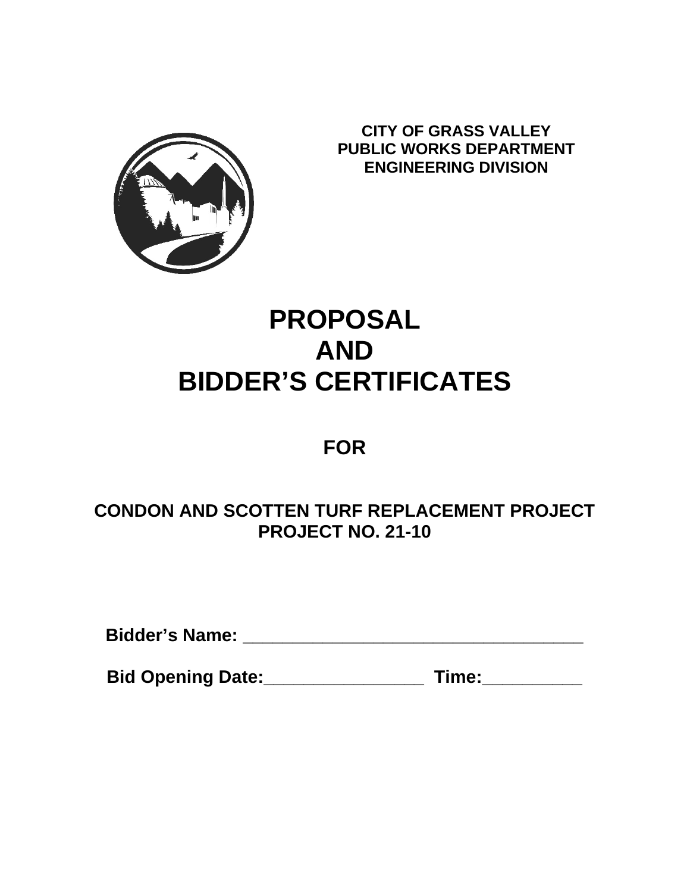**CITY OF GRASS VALLEY**
**PUBLIC WORKS DEPARTMENT**
**ENGINEERING DIVISION**

# PROPOSAL
# AND
# BIDDER'S CERTIFICATES

## FOR

## CONDON AND SCOTTEN TURF REPLACEMENT PROJECT
## PROJECT NO. 21-10

**Bidder's Name: ____________________________________**

**Bid Opening Date:_________________ Time:___________**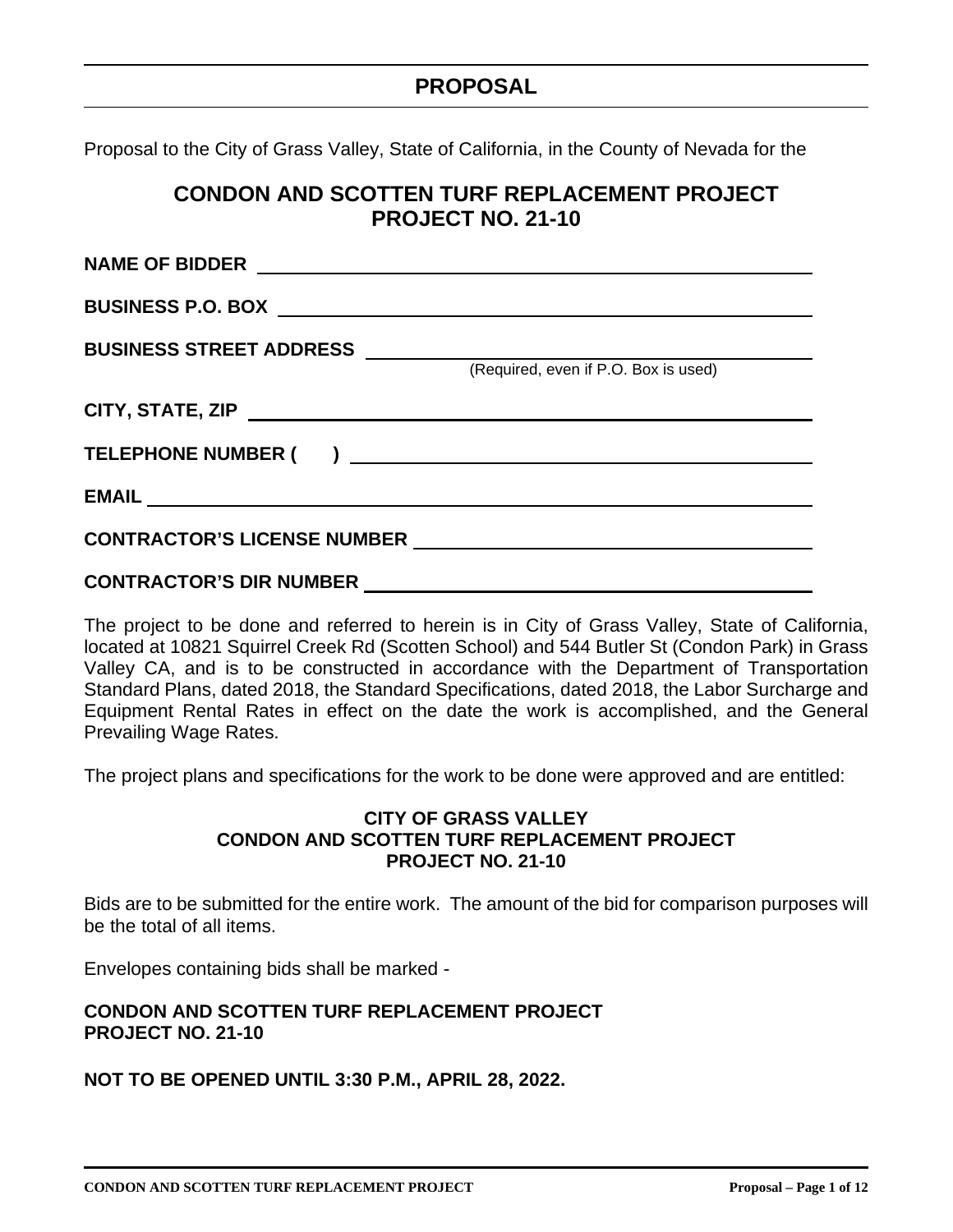# PROPOSAL

Proposal to the City of Grass Valley, State of California, in the County of Nevada for the

## CONDON AND SCOTTEN TURF REPLACEMENT PROJECT
## PROJECT NO. 21-10

**NAME OF BIDDER** \_\_\_\_\_\_\_\_\_\_\_\_\_\_\_\_\_\_\_\_\_\_\_\_\_\_\_\_\_\_\_\_\_\_\_\_\_\_\_\_

**BUSINESS P.O. BOX** \_\_\_\_\_\_\_\_\_\_\_\_\_\_\_\_\_\_\_\_\_\_\_\_\_\_\_\_\_\_\_\_\_\_\_\_\_\_\_\_

**BUSINESS STREET ADDRESS** \_\_\_\_\_\_\_\_\_\_\_\_\_\_\_\_\_\_\_\_\_\_\_\_\_\_\_\_\_\_\_\_\_\_\_\_\_\_\_\_
(Required, even if P.O. Box is used)

**CITY, STATE, ZIP** \_\_\_\_\_\_\_\_\_\_\_\_\_\_\_\_\_\_\_\_\_\_\_\_\_\_\_\_\_\_\_\_\_\_\_\_\_\_\_\_

**TELEPHONE NUMBER (      )** \_\_\_\_\_\_\_\_\_\_\_\_\_\_\_\_\_\_\_\_\_\_\_\_\_\_\_\_\_\_\_\_\_\_\_\_\_\_\_\_

**EMAIL** \_\_\_\_\_\_\_\_\_\_\_\_\_\_\_\_\_\_\_\_\_\_\_\_\_\_\_\_\_\_\_\_\_\_\_\_\_\_\_\_

**CONTRACTOR'S LICENSE NUMBER** \_\_\_\_\_\_\_\_\_\_\_\_\_\_\_\_\_\_\_\_\_\_\_\_\_\_\_\_\_\_\_\_\_\_\_\_\_\_\_\_

**CONTRACTOR'S DIR NUMBER** \_\_\_\_\_\_\_\_\_\_\_\_\_\_\_\_\_\_\_\_\_\_\_\_\_\_\_\_\_\_\_\_\_\_\_\_\_\_\_\_

The project to be done and referred to herein is in City of Grass Valley, State of California, located at 10821 Squirrel Creek Rd (Scotten School) and 544 Butler St (Condon Park) in Grass Valley CA, and is to be constructed in accordance with the Department of Transportation Standard Plans, dated 2018, the Standard Specifications, dated 2018, the Labor Surcharge and Equipment Rental Rates in effect on the date the work is accomplished, and the General Prevailing Wage Rates.

The project plans and specifications for the work to be done were approved and are entitled:

**CITY OF GRASS VALLEY**
**CONDON AND SCOTTEN TURF REPLACEMENT PROJECT**
**PROJECT NO. 21-10**

Bids are to be submitted for the entire work. The amount of the bid for comparison purposes will be the total of all items.

Envelopes containing bids shall be marked -

**CONDON AND SCOTTEN TURF REPLACEMENT PROJECT**
**PROJECT NO. 21-10**

**NOT TO BE OPENED UNTIL 3:30 P.M., APRIL 28, 2022.**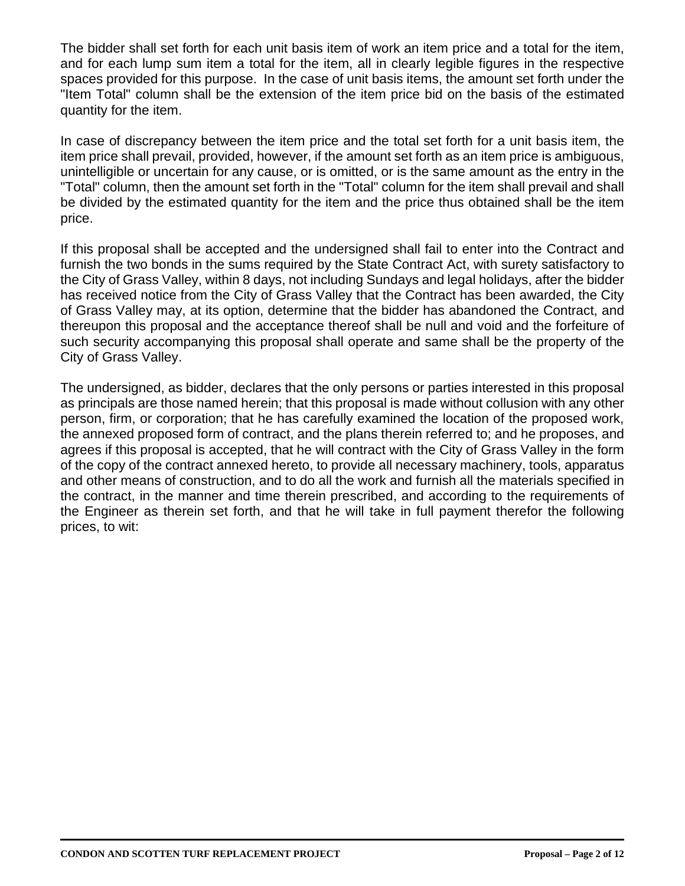The bidder shall set forth for each unit basis item of work an item price and a total for the item, and for each lump sum item a total for the item, all in clearly legible figures in the respective spaces provided for this purpose. In the case of unit basis items, the amount set forth under the "Item Total" column shall be the extension of the item price bid on the basis of the estimated quantity for the item.

In case of discrepancy between the item price and the total set forth for a unit basis item, the item price shall prevail, provided, however, if the amount set forth as an item price is ambiguous, unintelligible or uncertain for any cause, or is omitted, or is the same amount as the entry in the "Total" column, then the amount set forth in the "Total" column for the item shall prevail and shall be divided by the estimated quantity for the item and the price thus obtained shall be the item price.

If this proposal shall be accepted and the undersigned shall fail to enter into the Contract and furnish the two bonds in the sums required by the State Contract Act, with surety satisfactory to the City of Grass Valley, within 8 days, not including Sundays and legal holidays, after the bidder has received notice from the City of Grass Valley that the Contract has been awarded, the City of Grass Valley may, at its option, determine that the bidder has abandoned the Contract, and thereupon this proposal and the acceptance thereof shall be null and void and the forfeiture of such security accompanying this proposal shall operate and same shall be the property of the City of Grass Valley.

The undersigned, as bidder, declares that the only persons or parties interested in this proposal as principals are those named herein; that this proposal is made without collusion with any other person, firm, or corporation; that he has carefully examined the location of the proposed work, the annexed proposed form of contract, and the plans therein referred to; and he proposes, and agrees if this proposal is accepted, that he will contract with the City of Grass Valley in the form of the copy of the contract annexed hereto, to provide all necessary machinery, tools, apparatus and other means of construction, and to do all the work and furnish all the materials specified in the contract, in the manner and time therein prescribed, and according to the requirements of the Engineer as therein set forth, and that he will take in full payment therefor the following prices, to wit: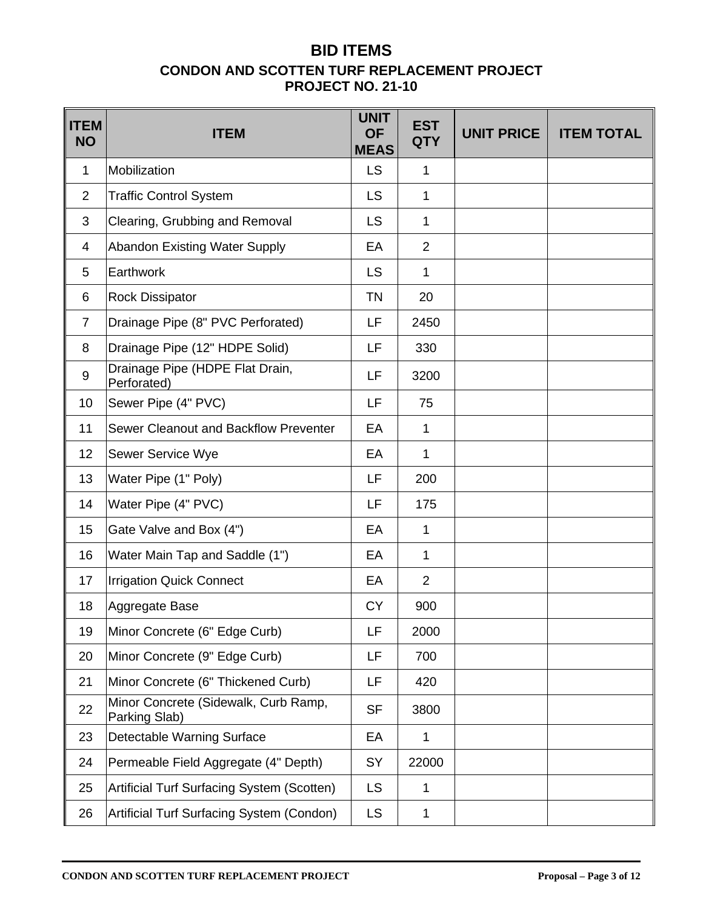# BID ITEMS

## CONDON AND SCOTTEN TURF REPLACEMENT PROJECT
## PROJECT NO. 21-10

| ITEM NO | ITEM | UNIT OF MEAS | EST QTY | UNIT PRICE | ITEM TOTAL |
|---|---|---|---|---|---|
| 1 | Mobilization | LS | 1 | | |
| 2 | Traffic Control System | LS | 1 | | |
| 3 | Clearing, Grubbing and Removal | LS | 1 | | |
| 4 | Abandon Existing Water Supply | EA | 2 | | |
| 5 | Earthwork | LS | 1 | | |
| 6 | Rock Dissipator | TN | 20 | | |
| 7 | Drainage Pipe (8" PVC Perforated) | LF | 2450 | | |
| 8 | Drainage Pipe (12" HDPE Solid) | LF | 330 | | |
| 9 | Drainage Pipe (HDPE Flat Drain, Perforated) | LF | 3200 | | |
| 10 | Sewer Pipe (4" PVC) | LF | 75 | | |
| 11 | Sewer Cleanout and Backflow Preventer | EA | 1 | | |
| 12 | Sewer Service Wye | EA | 1 | | |
| 13 | Water Pipe (1" Poly) | LF | 200 | | |
| 14 | Water Pipe (4" PVC) | LF | 175 | | |
| 15 | Gate Valve and Box (4") | EA | 1 | | |
| 16 | Water Main Tap and Saddle (1") | EA | 1 | | |
| 17 | Irrigation Quick Connect | EA | 2 | | |
| 18 | Aggregate Base | CY | 900 | | |
| 19 | Minor Concrete (6" Edge Curb) | LF | 2000 | | |
| 20 | Minor Concrete (9" Edge Curb) | LF | 700 | | |
| 21 | Minor Concrete (6" Thickened Curb) | LF | 420 | | |
| 22 | Minor Concrete (Sidewalk, Curb Ramp, Parking Slab) | SF | 3800 | | |
| 23 | Detectable Warning Surface | EA | 1 | | |
| 24 | Permeable Field Aggregate (4" Depth) | SY | 22000 | | |
| 25 | Artificial Turf Surfacing System (Scotten) | LS | 1 | | |
| 26 | Artificial Turf Surfacing System (Condon) | LS | 1 | | |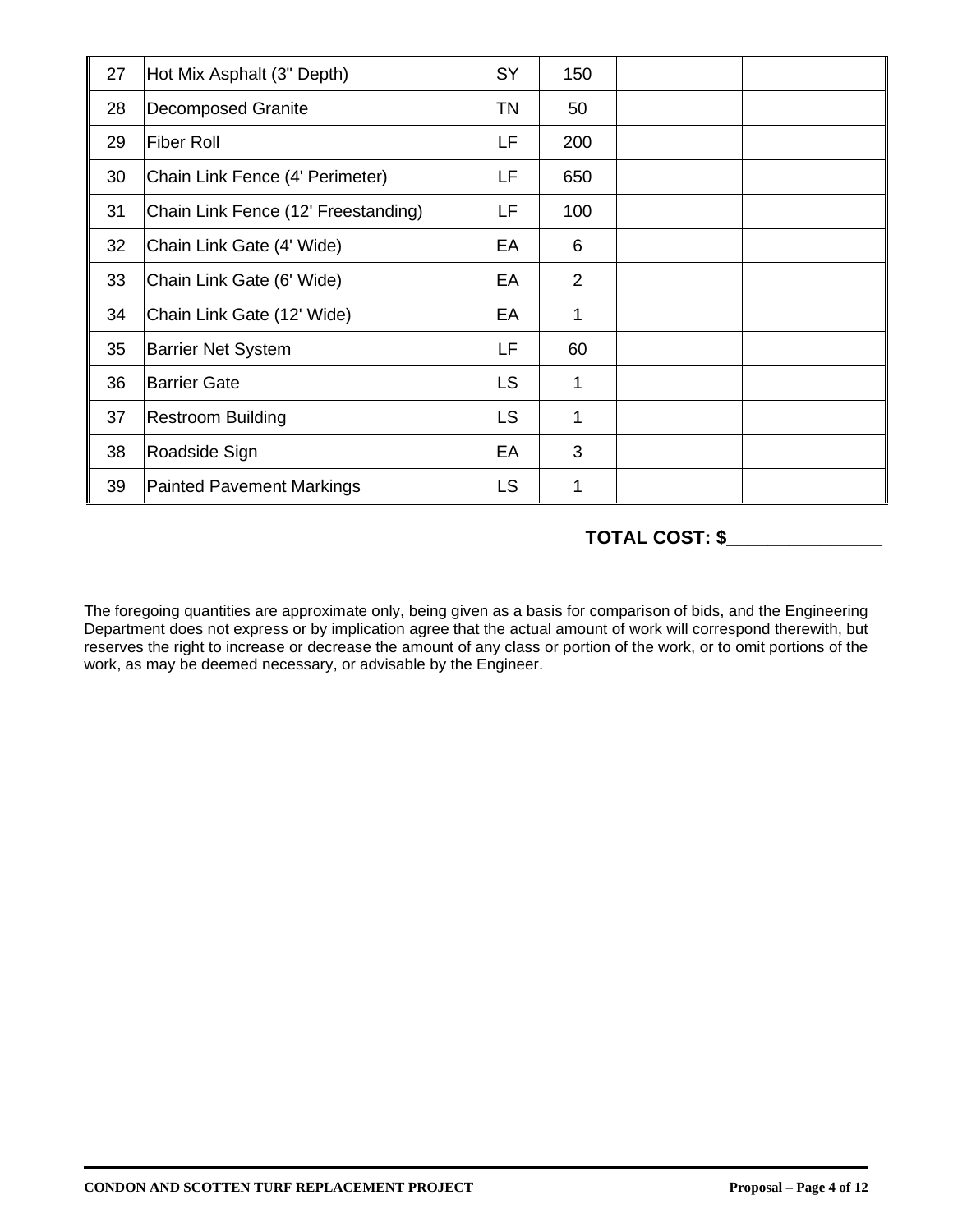| | | | | | |
|---|---|---|---|---|---|
| 27 | Hot Mix Asphalt (3" Depth) | SY | 150 | | |
| 28 | Decomposed Granite | TN | 50 | | |
| 29 | Fiber Roll | LF | 200 | | |
| 30 | Chain Link Fence (4' Perimeter) | LF | 650 | | |
| 31 | Chain Link Fence (12' Freestanding) | LF | 100 | | |
| 32 | Chain Link Gate (4' Wide) | EA | 6 | | |
| 33 | Chain Link Gate (6' Wide) | EA | 2 | | |
| 34 | Chain Link Gate (12' Wide) | EA | 1 | | |
| 35 | Barrier Net System | LF | 60 | | |
| 36 | Barrier Gate | LS | 1 | | |
| 37 | Restroom Building | LS | 1 | | |
| 38 | Roadside Sign | EA | 3 | | |
| 39 | Painted Pavement Markings | LS | 1 | | |

**TOTAL COST: $_______________**

The foregoing quantities are approximate only, being given as a basis for comparison of bids, and the Engineering Department does not express or by implication agree that the actual amount of work will correspond therewith, but reserves the right to increase or decrease the amount of any class or portion of the work, or to omit portions of the work, as may be deemed necessary, or advisable by the Engineer.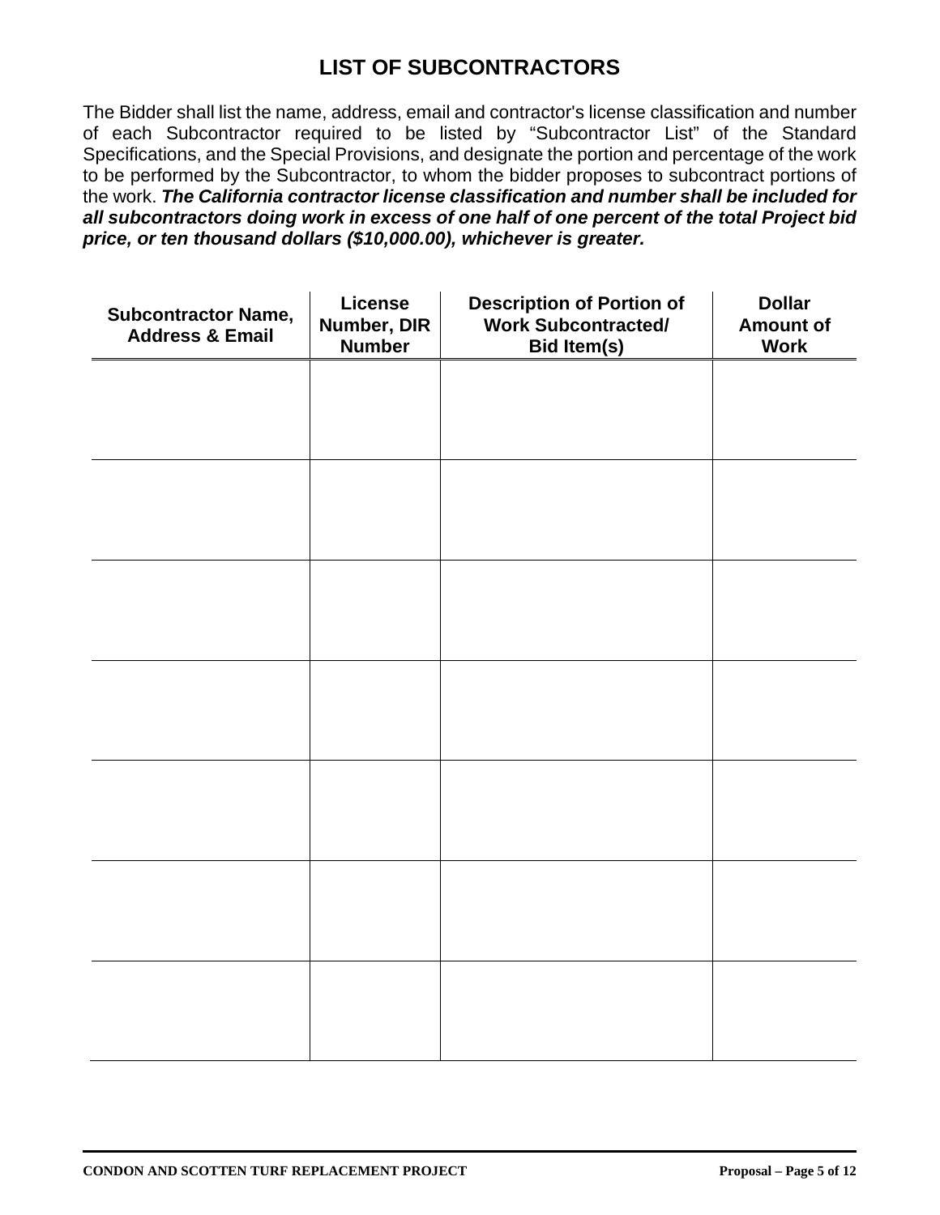# LIST OF SUBCONTRACTORS

The Bidder shall list the name, address, email and contractor's license classification and number of each Subcontractor required to be listed by "Subcontractor List" of the Standard Specifications, and the Special Provisions, and designate the portion and percentage of the work to be performed by the Subcontractor, to whom the bidder proposes to subcontract portions of the work. ***The California contractor license classification and number shall be included for all subcontractors doing work in excess of one half of one percent of the total Project bid price, or ten thousand dollars ($10,000.00), whichever is greater.***

| Subcontractor Name, Address & Email | License Number, DIR Number | Description of Portion of Work Subcontracted/ Bid Item(s) | Dollar Amount of Work |
|---|---|---|---|
| | | | |
| | | | |
| | | | |
| | | | |
| | | | |
| | | | |
| | | | |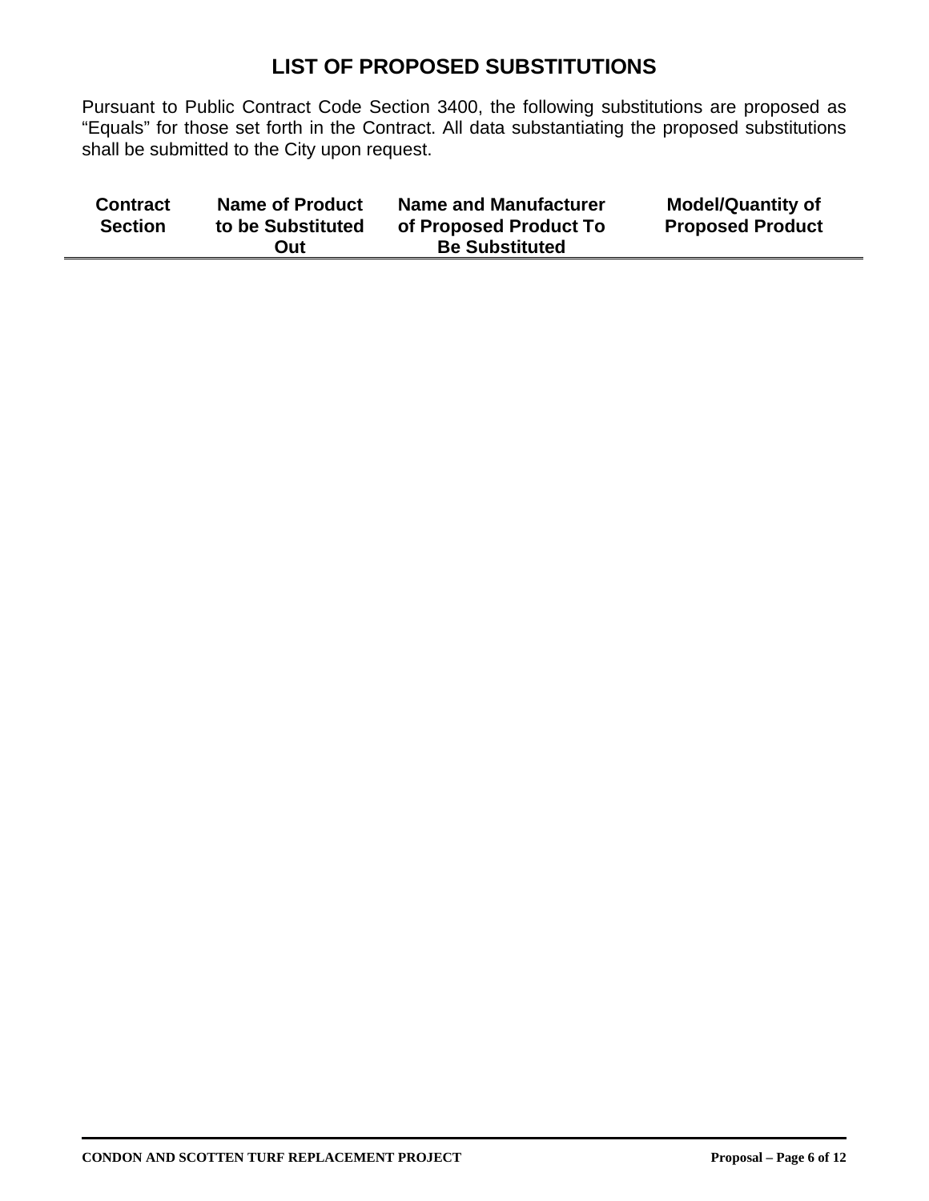# LIST OF PROPOSED SUBSTITUTIONS

Pursuant to Public Contract Code Section 3400, the following substitutions are proposed as "Equals" for those set forth in the Contract. All data substantiating the proposed substitutions shall be submitted to the City upon request.

| Contract Section | Name of Product to be Substituted Out | Name and Manufacturer of Proposed Product To Be Substituted | Model/Quantity of Proposed Product |
|---|---|---|---|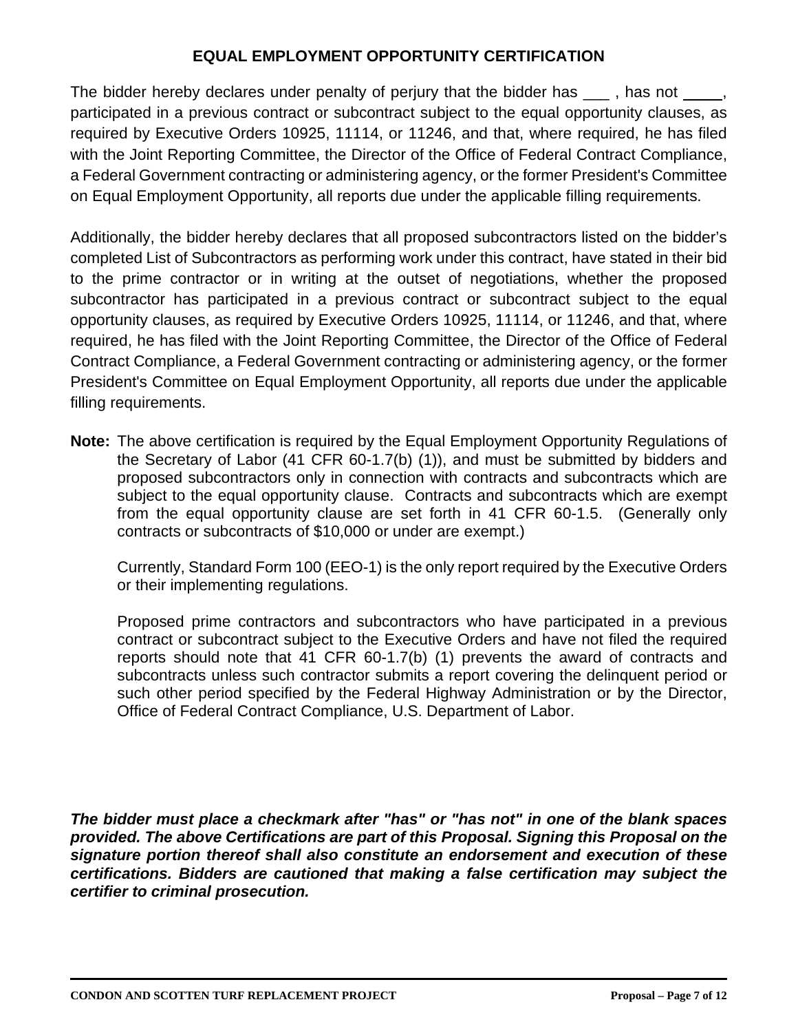## EQUAL EMPLOYMENT OPPORTUNITY CERTIFICATION

The bidder hereby declares under penalty of perjury that the bidder has ___ , has not ____, participated in a previous contract or subcontract subject to the equal opportunity clauses, as required by Executive Orders 10925, 11114, or 11246, and that, where required, he has filed with the Joint Reporting Committee, the Director of the Office of Federal Contract Compliance, a Federal Government contracting or administering agency, or the former President's Committee on Equal Employment Opportunity, all reports due under the applicable filling requirements.

Additionally, the bidder hereby declares that all proposed subcontractors listed on the bidder's completed List of Subcontractors as performing work under this contract, have stated in their bid to the prime contractor or in writing at the outset of negotiations, whether the proposed subcontractor has participated in a previous contract or subcontract subject to the equal opportunity clauses, as required by Executive Orders 10925, 11114, or 11246, and that, where required, he has filed with the Joint Reporting Committee, the Director of the Office of Federal Contract Compliance, a Federal Government contracting or administering agency, or the former President's Committee on Equal Employment Opportunity, all reports due under the applicable filling requirements.

**Note:** The above certification is required by the Equal Employment Opportunity Regulations of the Secretary of Labor (41 CFR 60-1.7(b) (1)), and must be submitted by bidders and proposed subcontractors only in connection with contracts and subcontracts which are subject to the equal opportunity clause. Contracts and subcontracts which are exempt from the equal opportunity clause are set forth in 41 CFR 60-1.5. (Generally only contracts or subcontracts of $10,000 or under are exempt.)

Currently, Standard Form 100 (EEO-1) is the only report required by the Executive Orders or their implementing regulations.

Proposed prime contractors and subcontractors who have participated in a previous contract or subcontract subject to the Executive Orders and have not filed the required reports should note that 41 CFR 60-1.7(b) (1) prevents the award of contracts and subcontracts unless such contractor submits a report covering the delinquent period or such other period specified by the Federal Highway Administration or by the Director, Office of Federal Contract Compliance, U.S. Department of Labor.

***The bidder must place a checkmark after "has" or "has not" in one of the blank spaces provided. The above Certifications are part of this Proposal. Signing this Proposal on the signature portion thereof shall also constitute an endorsement and execution of these certifications. Bidders are cautioned that making a false certification may subject the certifier to criminal prosecution.***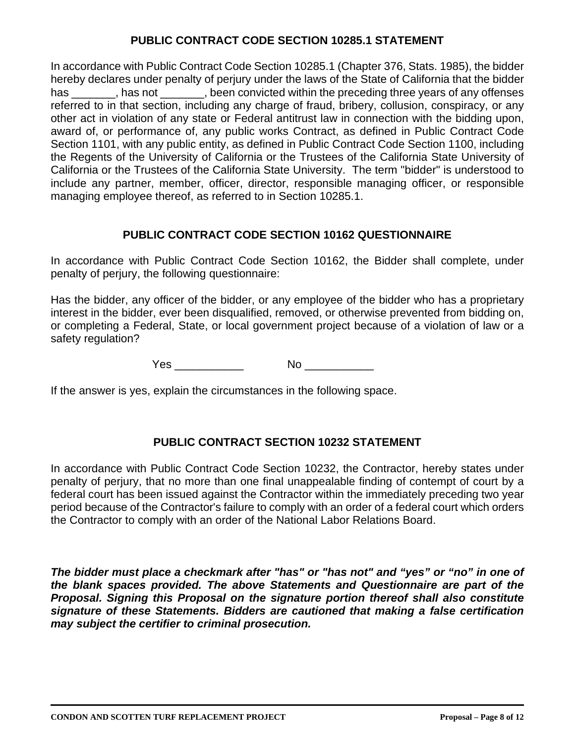## PUBLIC CONTRACT CODE SECTION 10285.1 STATEMENT

In accordance with Public Contract Code Section 10285.1 (Chapter 376, Stats. 1985), the bidder hereby declares under penalty of perjury under the laws of the State of California that the bidder has _______, has not _______, been convicted within the preceding three years of any offenses referred to in that section, including any charge of fraud, bribery, collusion, conspiracy, or any other act in violation of any state or Federal antitrust law in connection with the bidding upon, award of, or performance of, any public works Contract, as defined in Public Contract Code Section 1101, with any public entity, as defined in Public Contract Code Section 1100, including the Regents of the University of California or the Trustees of the California State University of California or the Trustees of the California State University. The term "bidder" is understood to include any partner, member, officer, director, responsible managing officer, or responsible managing employee thereof, as referred to in Section 10285.1.

## PUBLIC CONTRACT CODE SECTION 10162 QUESTIONNAIRE

In accordance with Public Contract Code Section 10162, the Bidder shall complete, under penalty of perjury, the following questionnaire:

Has the bidder, any officer of the bidder, or any employee of the bidder who has a proprietary interest in the bidder, ever been disqualified, removed, or otherwise prevented from bidding on, or completing a Federal, State, or local government project because of a violation of law or a safety regulation?

Yes ___________ No ___________

If the answer is yes, explain the circumstances in the following space.

## PUBLIC CONTRACT SECTION 10232 STATEMENT

In accordance with Public Contract Code Section 10232, the Contractor, hereby states under penalty of perjury, that no more than one final unappealable finding of contempt of court by a federal court has been issued against the Contractor within the immediately preceding two year period because of the Contractor's failure to comply with an order of a federal court which orders the Contractor to comply with an order of the National Labor Relations Board.

***The bidder must place a checkmark after "has" or "has not" and "yes" or "no" in one of the blank spaces provided. The above Statements and Questionnaire are part of the Proposal. Signing this Proposal on the signature portion thereof shall also constitute signature of these Statements. Bidders are cautioned that making a false certification may subject the certifier to criminal prosecution.***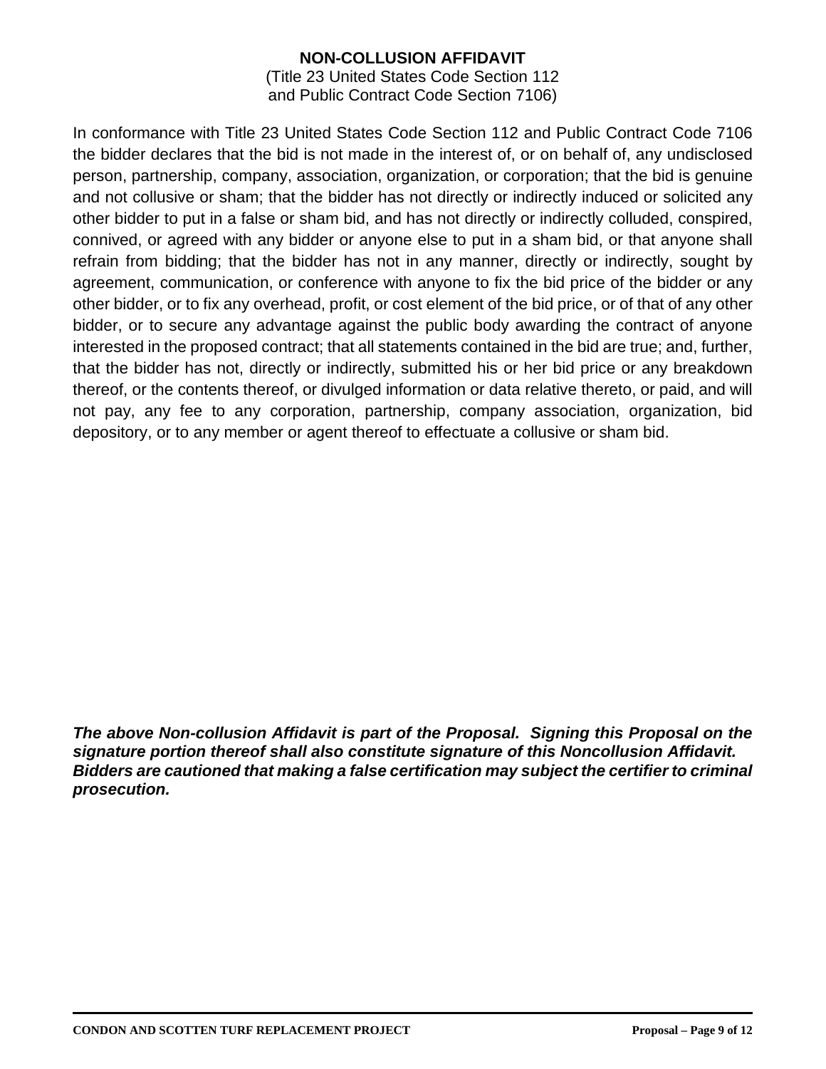# NON-COLLUSION AFFIDAVIT

(Title 23 United States Code Section 112
and Public Contract Code Section 7106)

In conformance with Title 23 United States Code Section 112 and Public Contract Code 7106 the bidder declares that the bid is not made in the interest of, or on behalf of, any undisclosed person, partnership, company, association, organization, or corporation; that the bid is genuine and not collusive or sham; that the bidder has not directly or indirectly induced or solicited any other bidder to put in a false or sham bid, and has not directly or indirectly colluded, conspired, connived, or agreed with any bidder or anyone else to put in a sham bid, or that anyone shall refrain from bidding; that the bidder has not in any manner, directly or indirectly, sought by agreement, communication, or conference with anyone to fix the bid price of the bidder or any other bidder, or to fix any overhead, profit, or cost element of the bid price, or of that of any other bidder, or to secure any advantage against the public body awarding the contract of anyone interested in the proposed contract; that all statements contained in the bid are true; and, further, that the bidder has not, directly or indirectly, submitted his or her bid price or any breakdown thereof, or the contents thereof, or divulged information or data relative thereto, or paid, and will not pay, any fee to any corporation, partnership, company association, organization, bid depository, or to any member or agent thereof to effectuate a collusive or sham bid.

***The above Non-collusion Affidavit is part of the Proposal. Signing this Proposal on the signature portion thereof shall also constitute signature of this Noncollusion Affidavit. Bidders are cautioned that making a false certification may subject the certifier to criminal prosecution.***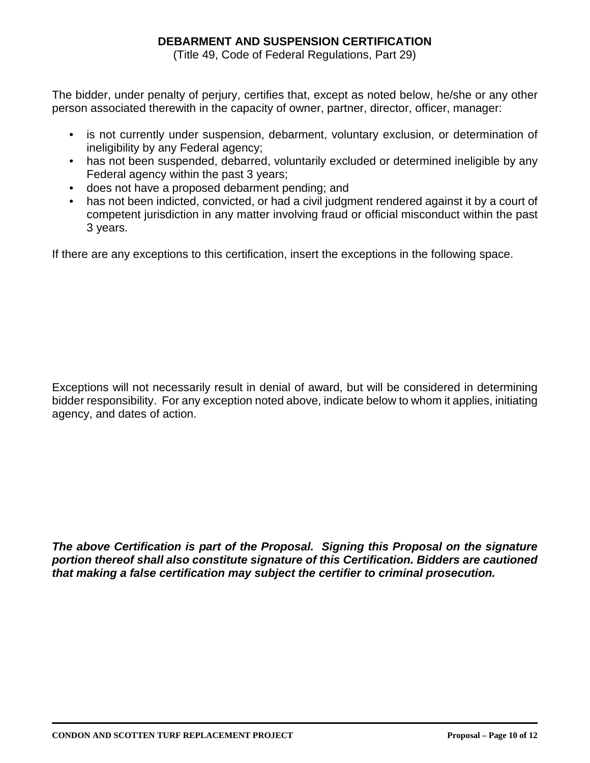## DEBARMENT AND SUSPENSION CERTIFICATION

(Title 49, Code of Federal Regulations, Part 29)

The bidder, under penalty of perjury, certifies that, except as noted below, he/she or any other person associated therewith in the capacity of owner, partner, director, officer, manager:

- is not currently under suspension, debarment, voluntary exclusion, or determination of ineligibility by any Federal agency;
- has not been suspended, debarred, voluntarily excluded or determined ineligible by any Federal agency within the past 3 years;
- does not have a proposed debarment pending; and
- has not been indicted, convicted, or had a civil judgment rendered against it by a court of competent jurisdiction in any matter involving fraud or official misconduct within the past 3 years.

If there are any exceptions to this certification, insert the exceptions in the following space.

Exceptions will not necessarily result in denial of award, but will be considered in determining bidder responsibility. For any exception noted above, indicate below to whom it applies, initiating agency, and dates of action.

***The above Certification is part of the Proposal. Signing this Proposal on the signature portion thereof shall also constitute signature of this Certification. Bidders are cautioned that making a false certification may subject the certifier to criminal prosecution.***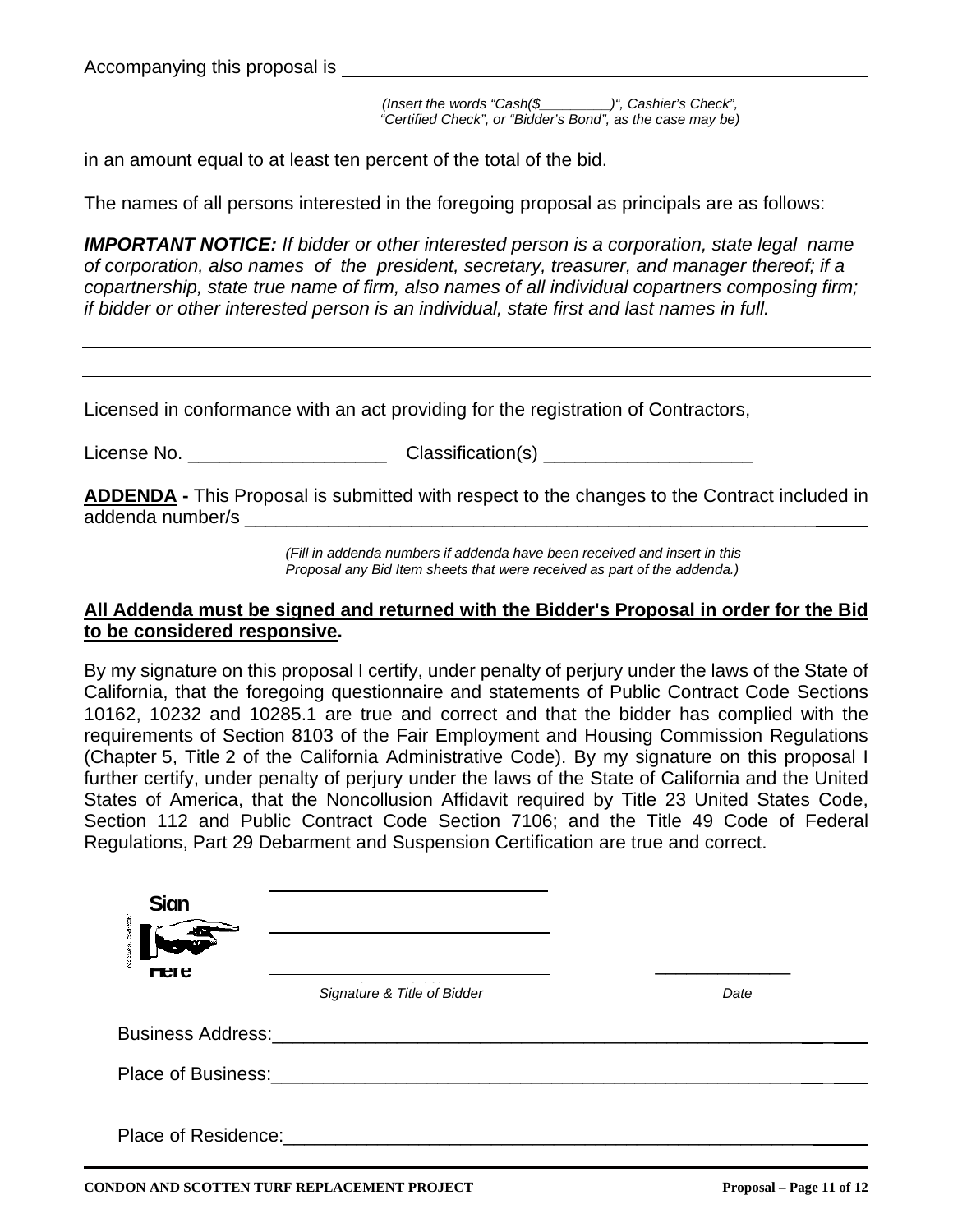Accompanying this proposal is ___________________________________________

*(Insert the words "Cash($_________)", Cashier's Check", "Certified Check", or "Bidder's Bond", as the case may be)*

in an amount equal to at least ten percent of the total of the bid.

The names of all persons interested in the foregoing proposal as principals are as follows:

***IMPORTANT NOTICE:*** *If bidder or other interested person is a corporation, state legal name of corporation, also names of the president, secretary, treasurer, and manager thereof; if a copartnership, state true name of firm, also names of all individual copartners composing firm; if bidder or other interested person is an individual, state first and last names in full.*

___________________________________________________________________________

___________________________________________________________________________

Licensed in conformance with an act providing for the registration of Contractors,

License No. ___________________ Classification(s) ____________________

**ADDENDA -** This Proposal is submitted with respect to the changes to the Contract included in addenda number/s ___________________________________________________________

*(Fill in addenda numbers if addenda have been received and insert in this Proposal any Bid Item sheets that were received as part of the addenda.)*

**All Addenda must be signed and returned with the Bidder's Proposal in order for the Bid to be considered responsive.**

By my signature on this proposal I certify, under penalty of perjury under the laws of the State of California, that the foregoing questionnaire and statements of Public Contract Code Sections 10162, 10232 and 10285.1 are true and correct and that the bidder has complied with the requirements of Section 8103 of the Fair Employment and Housing Commission Regulations (Chapter 5, Title 2 of the California Administrative Code). By my signature on this proposal I further certify, under penalty of perjury under the laws of the State of California and the United States of America, that the Noncollusion Affidavit required by Title 23 United States Code, Section 112 and Public Contract Code Section 7106; and the Title 49 Code of Federal Regulations, Part 29 Debarment and Suspension Certification are true and correct.

Sign Here

______________________________

______________________________

______________________________ ______________

*Signature & Title of Bidder* *Date*

Business Address:_______________________________________________________

Place of Business:_______________________________________________________

Place of Residence:______________________________________________________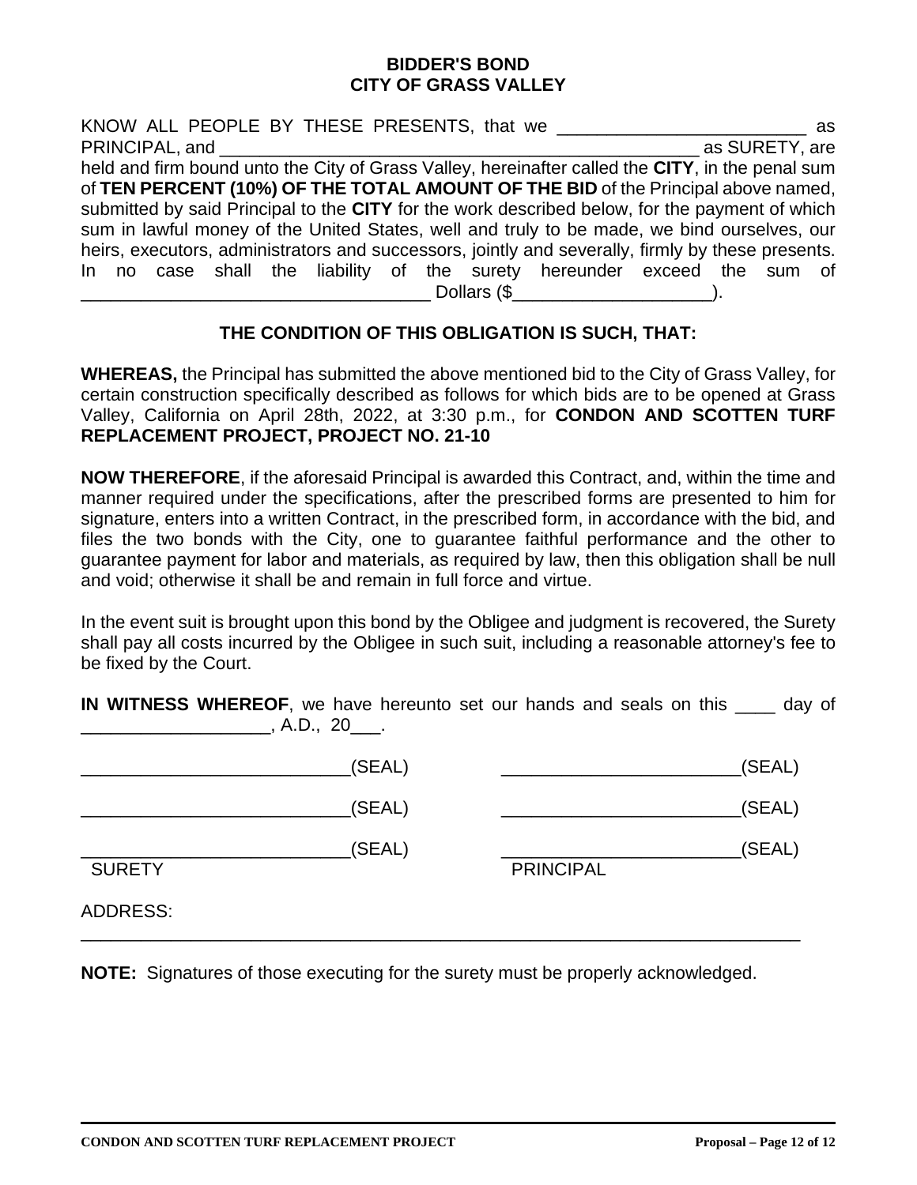**BIDDER'S BOND**
**CITY OF GRASS VALLEY**

KNOW ALL PEOPLE BY THESE PRESENTS, that we __________________________ as PRINCIPAL, and ____________________________________________________ as SURETY, are held and firm bound unto the City of Grass Valley, hereinafter called the **CITY**, in the penal sum of **TEN PERCENT (10%) OF THE TOTAL AMOUNT OF THE BID** of the Principal above named, submitted by said Principal to the **CITY** for the work described below, for the payment of which sum in lawful money of the United States, well and truly to be made, we bind ourselves, our heirs, executors, administrators and successors, jointly and severally, firmly by these presents. In no case shall the liability of the surety hereunder exceed the sum of ____________________________________ Dollars ($____________________).

**THE CONDITION OF THIS OBLIGATION IS SUCH, THAT:**

**WHEREAS,** the Principal has submitted the above mentioned bid to the City of Grass Valley, for certain construction specifically described as follows for which bids are to be opened at Grass Valley, California on April 28th, 2022, at 3:30 p.m., for **CONDON AND SCOTTEN TURF REPLACEMENT PROJECT, PROJECT NO. 21-10**

**NOW THEREFORE**, if the aforesaid Principal is awarded this Contract, and, within the time and manner required under the specifications, after the prescribed forms are presented to him for signature, enters into a written Contract, in the prescribed form, in accordance with the bid, and files the two bonds with the City, one to guarantee faithful performance and the other to guarantee payment for labor and materials, as required by law, then this obligation shall be null and void; otherwise it shall be and remain in full force and virtue.

In the event suit is brought upon this bond by the Obligee and judgment is recovered, the Surety shall pay all costs incurred by the Obligee in such suit, including a reasonable attorney's fee to be fixed by the Court.

**IN WITNESS WHEREOF**, we have hereunto set our hands and seals on this ____ day of ___________________, A.D., 20___.

| | |
|---|---|
| ___________________________(SEAL) | ________________________(SEAL) |
| ___________________________(SEAL) | ________________________(SEAL) |
| ___________________________(SEAL) | ________________________(SEAL) |
| SURETY | PRINCIPAL |

ADDRESS:
_____________________________________________________________________________

**NOTE:** Signatures of those executing for the surety must be properly acknowledged.